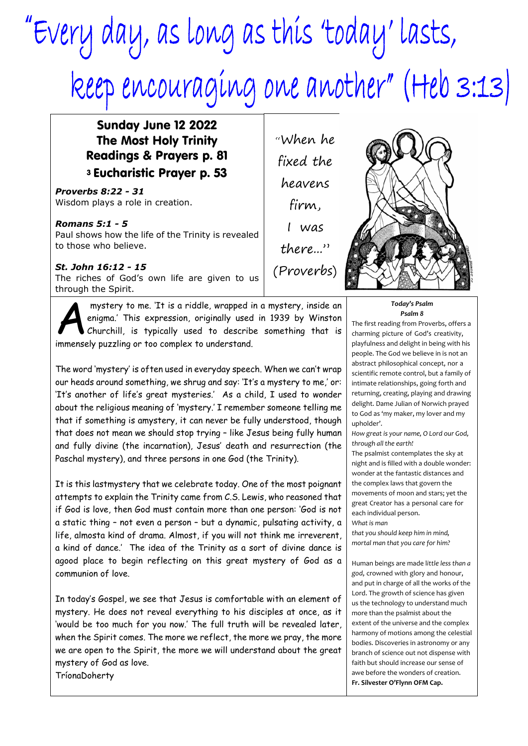# "Every day, as long as this 'today' lasts, keep encouraging one another" (Heb 3:13)

**Sunday June 12 2022**
**The Most Holy Trinity**
**Readings & Prayers p. 81**
**3 Eucharistic Prayer p. 53**

***Proverbs 8:22 - 31***
Wisdom plays a role in creation.

***Romans 5:1 - 5***
Paul shows how the life of the Trinity is revealed to those who believe.

***St. John 16:12 - 15***
The riches of God's own life are given to us through the Spirit.

"When he fixed the heavens firm, I was there..." (Proverbs)

A mystery to me. 'It is a riddle, wrapped in a mystery, inside an enigma.' This expression, originally used in 1939 by Winston Churchill, is typically used to describe something that is immensely puzzling or too complex to understand.

The word 'mystery' is often used in everyday speech. When we can't wrap our heads around something, we shrug and say: 'It's a mystery to me,' or: 'It's another of life's great mysteries.' As a child, I used to wonder about the religious meaning of 'mystery.' I remember someone telling me that if something is amystery, it can never be fully understood, though that does not mean we should stop trying – like Jesus being fully human and fully divine (the incarnation), Jesus' death and resurrection (the Paschal mystery), and three persons in one God (the Trinity).

It is this lastmystery that we celebrate today. One of the most poignant attempts to explain the Trinity came from C.S. Lewis, who reasoned that if God is love, then God must contain more than one person: 'God is not a static thing – not even a person – but a dynamic, pulsating activity, a life, almosta kind of drama. Almost, if you will not think me irreverent, a kind of dance.' The idea of the Trinity as a sort of divine dance is agood place to begin reflecting on this great mystery of God as a communion of love.

In today's Gospel, we see that Jesus is comfortable with an element of mystery. He does not reveal everything to his disciples at once, as it 'would be too much for you now.' The full truth will be revealed later, when the Spirit comes. The more we reflect, the more we pray, the more we are open to the Spirit, the more we will understand about the great mystery of God as love.
TríonaDoherty

***Today's Psalm***
***Psalm 8***

The first reading from Proverbs, offers a charming picture of God's creativity, playfulness and delight in being with his people. The God we believe in is not an abstract philosophical concept, nor a scientific remote control, but a family of intimate relationships, going forth and returning, creating, playing and drawing delight. Dame Julian of Norwich prayed to God as 'my maker, my lover and my upholder'.

*How great is your name, O Lord our God, through all the earth!*

The psalmist contemplates the sky at night and is filled with a double wonder: wonder at the fantastic distances and the complex laws that govern the movements of moon and stars; yet the great Creator has a personal care for each individual person.

*What is man*
*that you should keep him in mind,*
*mortal man that you care for him?*

Human beings are made *little less than a god*, crowned with glory and honour, and put in charge of all the works of the Lord. The growth of science has given us the technology to understand much more than the psalmist about the extent of the universe and the complex harmony of motions among the celestial bodies. Discoveries in astronomy or any branch of science out not dispense with faith but should increase our sense of awe before the wonders of creation.
**Fr. Silvester O'Flynn OFM Cap.**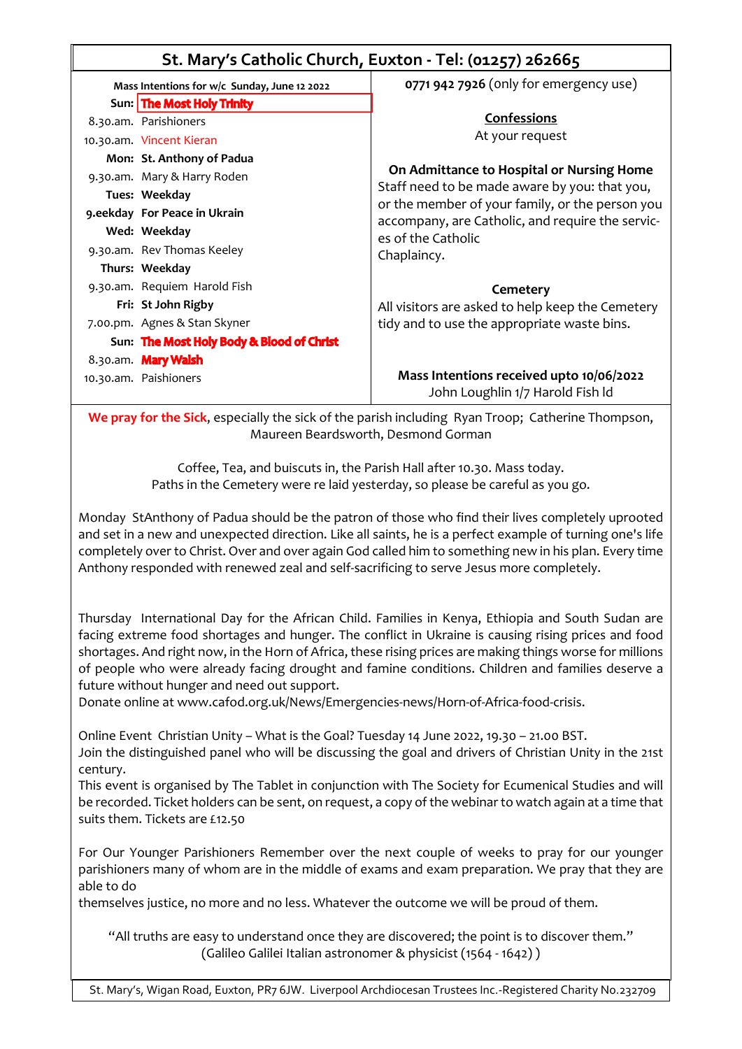# St. Mary's Catholic Church, Euxton - Tel: (01257) 262665

**Mass Intentions for w/c Sunday, June 12 2022**

| | |
|---|---|
| **Sun:** | **The Most Holy Trinity** |
| 8.30.am. | Parishioners |
| 10.30.am. | Vincent Kieran |
| **Mon:** | **St. Anthony of Padua** |
| 9.30.am. | Mary & Harry Roden |
| **Tues:** | **Weekday** |
| **9.eekday** | **For Peace in Ukrain** |
| **Wed:** | **Weekday** |
| 9.30.am. | Rev Thomas Keeley |
| **Thurs:** | **Weekday** |
| 9.30.am. | Requiem Harold Fish |
| **Fri:** | **St John Rigby** |
| 7.00.pm. | Agnes & Stan Skyner |
| **Sun:** | **The Most Holy Body & Blood of Christ** |
| 8.30.am. | **Mary Walsh** |
| 10.30.am. | Paishioners |

**0771 942 7926** (only for emergency use)

**Confessions**
At your request

**On Admittance to Hospital or Nursing Home**
Staff need to be made aware by you: that you, or the member of your family, or the person you accompany, are Catholic, and require the services of the Catholic Chaplaincy.

**Cemetery**
All visitors are asked to help keep the Cemetery tidy and to use the appropriate waste bins.

**Mass Intentions received upto 10/06/2022**
John Loughlin 1/7 Harold Fish ld

**We pray for the Sick**, especially the sick of the parish including Ryan Troop; Catherine Thompson, Maureen Beardsworth, Desmond Gorman

Coffee, Tea, and buiscuts in, the Parish Hall after 10.30. Mass today.
Paths in the Cemetery were re laid yesterday, so please be careful as you go.

Monday StAnthony of Padua should be the patron of those who find their lives completely uprooted and set in a new and unexpected direction. Like all saints, he is a perfect example of turning one's life completely over to Christ. Over and over again God called him to something new in his plan. Every time Anthony responded with renewed zeal and self-sacrificing to serve Jesus more completely.

Thursday International Day for the African Child. Families in Kenya, Ethiopia and South Sudan are facing extreme food shortages and hunger. The conflict in Ukraine is causing rising prices and food shortages. And right now, in the Horn of Africa, these rising prices are making things worse for millions of people who were already facing drought and famine conditions. Children and families deserve a future without hunger and need out support.
Donate online at www.cafod.org.uk/News/Emergencies-news/Horn-of-Africa-food-crisis.

Online Event Christian Unity – What is the Goal? Tuesday 14 June 2022, 19.30 – 21.00 BST.
Join the distinguished panel who will be discussing the goal and drivers of Christian Unity in the 21st century.
This event is organised by The Tablet in conjunction with The Society for Ecumenical Studies and will be recorded. Ticket holders can be sent, on request, a copy of the webinar to watch again at a time that suits them. Tickets are £12.50

For Our Younger Parishioners Remember over the next couple of weeks to pray for our younger parishioners many of whom are in the middle of exams and exam preparation. We pray that they are able to do
themselves justice, no more and no less. Whatever the outcome we will be proud of them.

"All truths are easy to understand once they are discovered; the point is to discover them."
(Galileo Galilei Italian astronomer & physicist (1564 - 1642) )

St. Mary's, Wigan Road, Euxton, PR7 6JW. Liverpool Archdiocesan Trustees Inc.-Registered Charity No.232709